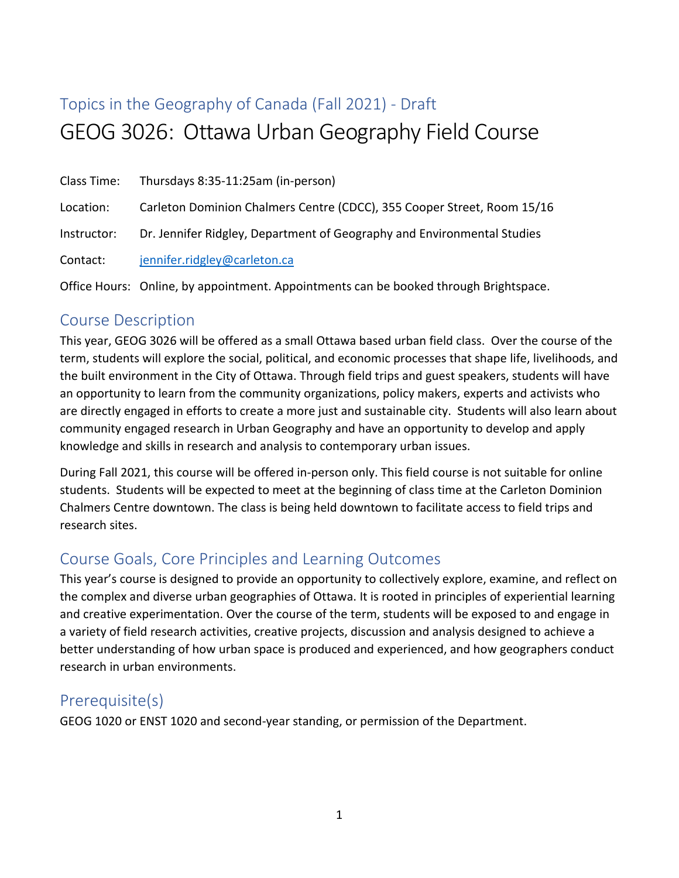## Topics in the Geography of Canada (Fall 2021) - Draft

# GEOG 3026: Ottawa Urban Geography Field Course

Class Time: Thursdays 8:35-11:25am (in-person)

Location: Carleton Dominion Chalmers Centre (CDCC), 355 Cooper Street, Room 15/16

Instructor: Dr. Jennifer Ridgley, Department of Geography and Environmental Studies

Contact: jennifer.ridgley@carleton.ca

Office Hours: Online, by appointment. Appointments can be booked through Brightspace.

## Course Description

This year, GEOG 3026 will be offered as a small Ottawa based urban field class. Over the course of the term, students will explore the social, political, and economic processes that shape life, livelihoods, and the built environment in the City of Ottawa. Through field trips and guest speakers, students will have an opportunity to learn from the community organizations, policy makers, experts and activists who are directly engaged in efforts to create a more just and sustainable city. Students will also learn about community engaged research in Urban Geography and have an opportunity to develop and apply knowledge and skills in research and analysis to contemporary urban issues.

During Fall 2021, this course will be offered in-person only. This field course is not suitable for online students. Students will be expected to meet at the beginning of class time at the Carleton Dominion Chalmers Centre downtown. The class is being held downtown to facilitate access to field trips and research sites.

## Course Goals, Core Principles and Learning Outcomes

This year's course is designed to provide an opportunity to collectively explore, examine, and reflect on the complex and diverse urban geographies of Ottawa. It is rooted in principles of experiential learning and creative experimentation. Over the course of the term, students will be exposed to and engage in a variety of field research activities, creative projects, discussion and analysis designed to achieve a better understanding of how urban space is produced and experienced, and how geographers conduct research in urban environments.

## Prerequisite(s)

GEOG 1020 or ENST 1020 and second-year standing, or permission of the Department.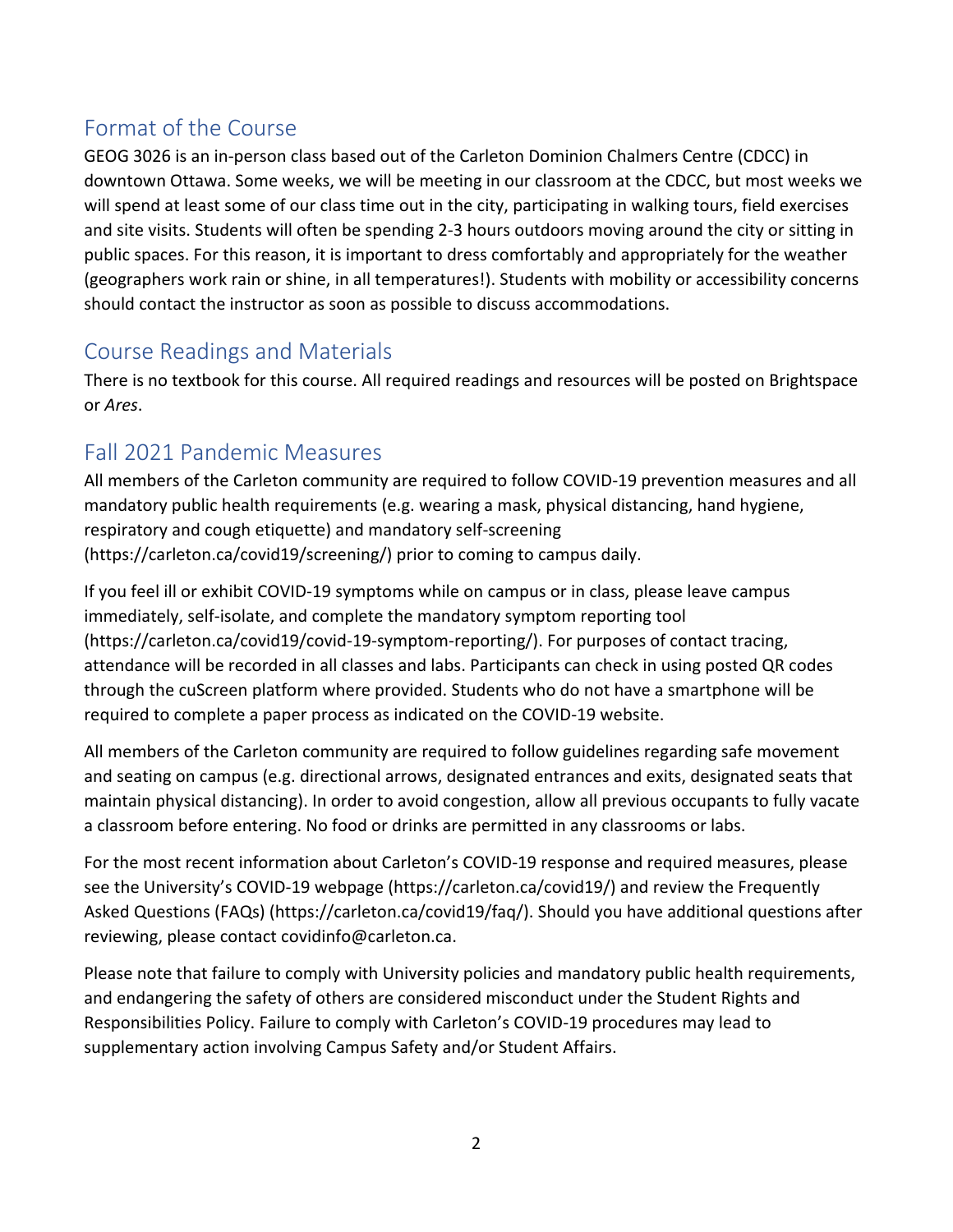## Format of the Course

GEOG 3026 is an in-person class based out of the Carleton Dominion Chalmers Centre (CDCC) in downtown Ottawa. Some weeks, we will be meeting in our classroom at the CDCC, but most weeks we will spend at least some of our class time out in the city, participating in walking tours, field exercises and site visits. Students will often be spending 2-3 hours outdoors moving around the city or sitting in public spaces. For this reason, it is important to dress comfortably and appropriately for the weather (geographers work rain or shine, in all temperatures!). Students with mobility or accessibility concerns should contact the instructor as soon as possible to discuss accommodations.

## Course Readings and Materials

There is no textbook for this course. All required readings and resources will be posted on Brightspace or *Ares*.

## Fall 2021 Pandemic Measures

All members of the Carleton community are required to follow COVID-19 prevention measures and all mandatory public health requirements (e.g. wearing a mask, physical distancing, hand hygiene, respiratory and cough etiquette) and mandatory self-screening (https://carleton.ca/covid19/screening/) prior to coming to campus daily.

If you feel ill or exhibit COVID-19 symptoms while on campus or in class, please leave campus immediately, self-isolate, and complete the mandatory symptom reporting tool (https://carleton.ca/covid19/covid-19-symptom-reporting/). For purposes of contact tracing, attendance will be recorded in all classes and labs. Participants can check in using posted QR codes through the cuScreen platform where provided. Students who do not have a smartphone will be required to complete a paper process as indicated on the COVID-19 website.

All members of the Carleton community are required to follow guidelines regarding safe movement and seating on campus (e.g. directional arrows, designated entrances and exits, designated seats that maintain physical distancing). In order to avoid congestion, allow all previous occupants to fully vacate a classroom before entering. No food or drinks are permitted in any classrooms or labs.

For the most recent information about Carleton's COVID-19 response and required measures, please see the University's COVID-19 webpage (https://carleton.ca/covid19/) and review the Frequently Asked Questions (FAQs) (https://carleton.ca/covid19/faq/). Should you have additional questions after reviewing, please contact covidinfo@carleton.ca.

Please note that failure to comply with University policies and mandatory public health requirements, and endangering the safety of others are considered misconduct under the Student Rights and Responsibilities Policy. Failure to comply with Carleton's COVID-19 procedures may lead to supplementary action involving Campus Safety and/or Student Affairs.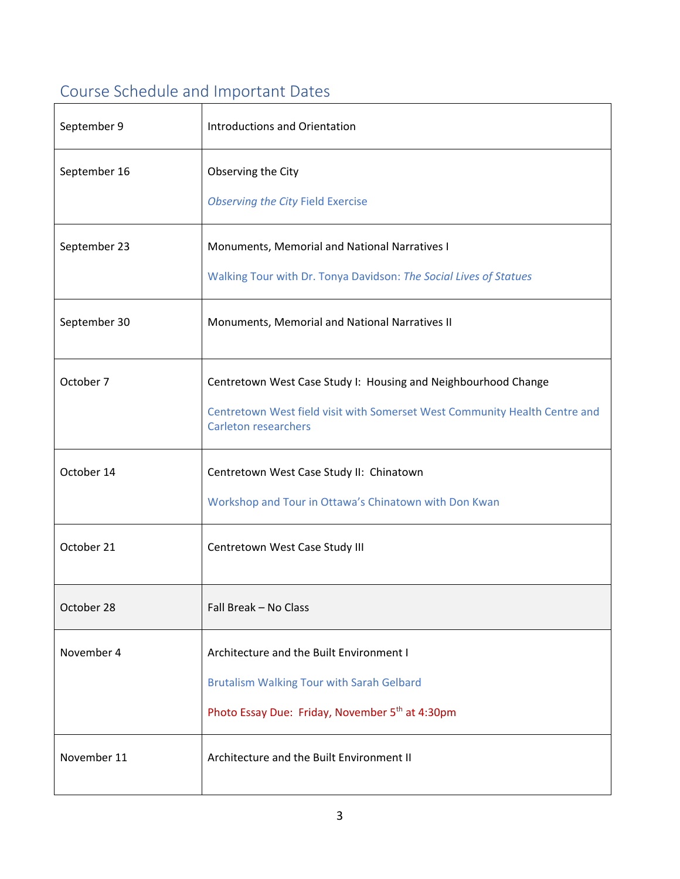## Course Schedule and Important Dates

| | |
|---|---|
| September 9 | Introductions and Orientation |
| September 16 | Observing the City<br><br>*Observing the City* Field Exercise |
| September 23 | Monuments, Memorial and National Narratives I<br><br>Walking Tour with Dr. Tonya Davidson: *The Social Lives of Statues* |
| September 30 | Monuments, Memorial and National Narratives II |
| October 7 | Centretown West Case Study I: Housing and Neighbourhood Change<br><br>Centretown West field visit with Somerset West Community Health Centre and Carleton researchers |
| October 14 | Centretown West Case Study II: Chinatown<br><br>Workshop and Tour in Ottawa's Chinatown with Don Kwan |
| October 21 | Centretown West Case Study III |
| October 28 | Fall Break – No Class |
| November 4 | Architecture and the Built Environment I<br><br>Brutalism Walking Tour with Sarah Gelbard<br><br>Photo Essay Due: Friday, November 5th at 4:30pm |
| November 11 | Architecture and the Built Environment II |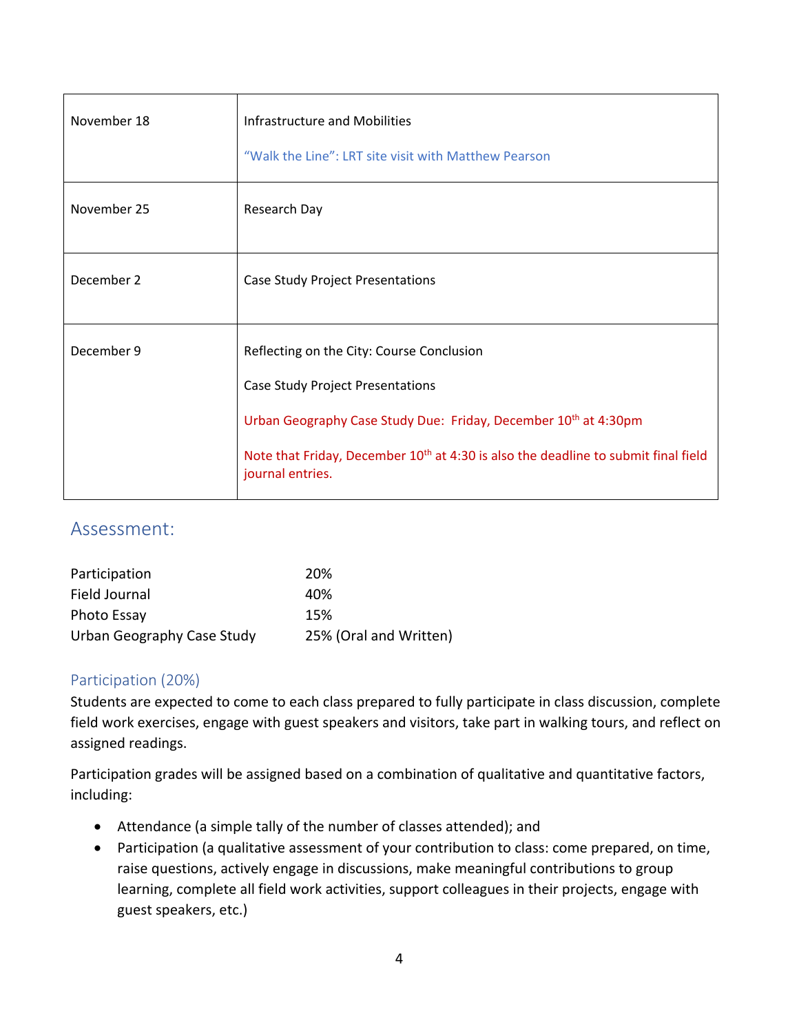| | |
|---|---|
| November 18 | Infrastructure and Mobilities<br><br>"Walk the Line": LRT site visit with Matthew Pearson |
| November 25 | Research Day |
| December 2 | Case Study Project Presentations |
| December 9 | Reflecting on the City: Course Conclusion<br><br>Case Study Project Presentations<br><br>Urban Geography Case Study Due: Friday, December 10th at 4:30pm<br><br>Note that Friday, December 10th at 4:30 is also the deadline to submit final field journal entries. |

## Assessment:

| | |
|---|---|
| Participation | 20% |
| Field Journal | 40% |
| Photo Essay | 15% |
| Urban Geography Case Study | 25% (Oral and Written) |

### Participation (20%)

Students are expected to come to each class prepared to fully participate in class discussion, complete field work exercises, engage with guest speakers and visitors, take part in walking tours, and reflect on assigned readings.

Participation grades will be assigned based on a combination of qualitative and quantitative factors, including:

- Attendance (a simple tally of the number of classes attended); and
- Participation (a qualitative assessment of your contribution to class: come prepared, on time, raise questions, actively engage in discussions, make meaningful contributions to group learning, complete all field work activities, support colleagues in their projects, engage with guest speakers, etc.)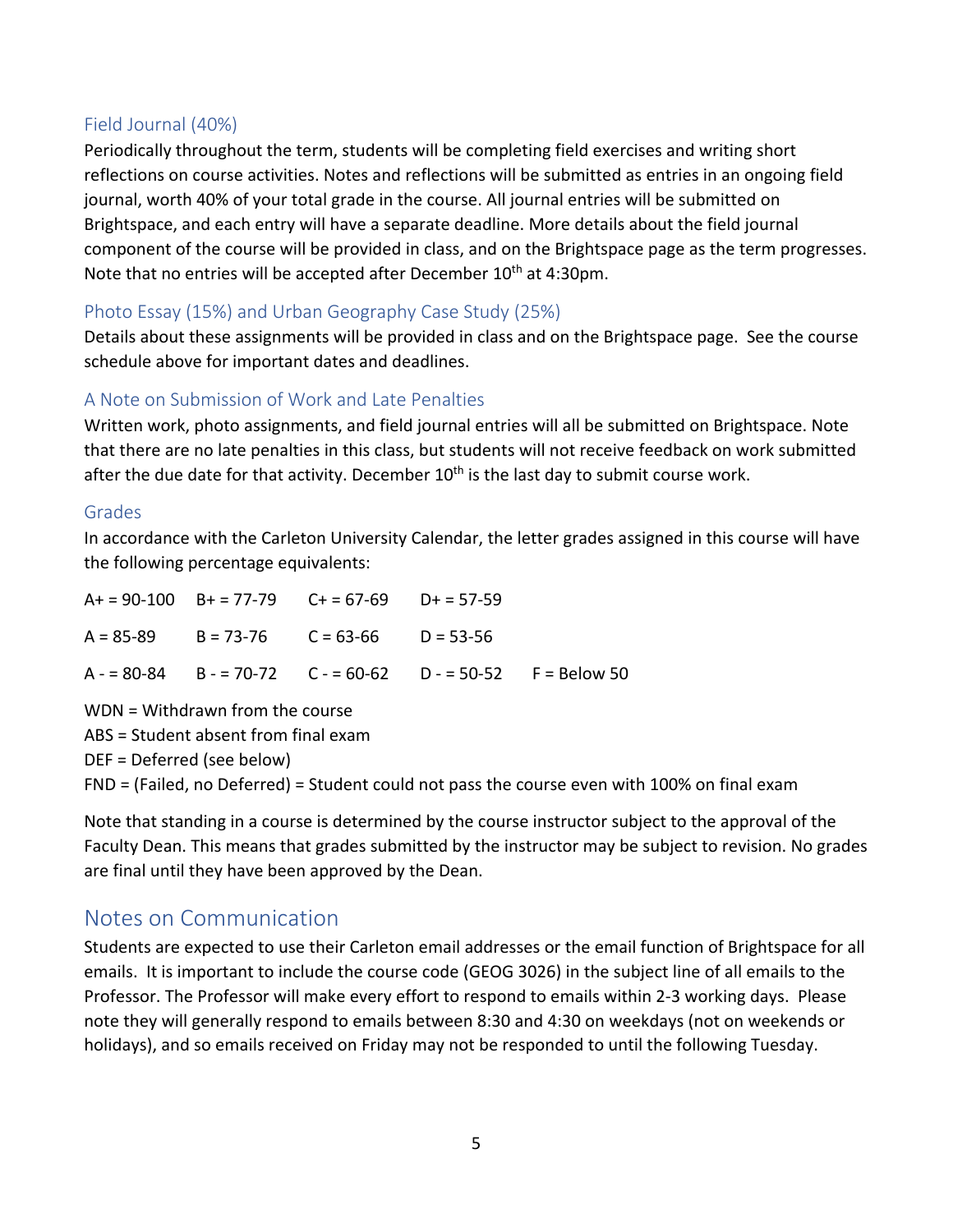### Field Journal (40%)

Periodically throughout the term, students will be completing field exercises and writing short reflections on course activities. Notes and reflections will be submitted as entries in an ongoing field journal, worth 40% of your total grade in the course. All journal entries will be submitted on Brightspace, and each entry will have a separate deadline. More details about the field journal component of the course will be provided in class, and on the Brightspace page as the term progresses. Note that no entries will be accepted after December 10th at 4:30pm.

### Photo Essay (15%) and Urban Geography Case Study (25%)

Details about these assignments will be provided in class and on the Brightspace page. See the course schedule above for important dates and deadlines.

### A Note on Submission of Work and Late Penalties

Written work, photo assignments, and field journal entries will all be submitted on Brightspace. Note that there are no late penalties in this class, but students will not receive feedback on work submitted after the due date for that activity. December 10th is the last day to submit course work.

### Grades

In accordance with the Carleton University Calendar, the letter grades assigned in this course will have the following percentage equivalents:

| | | | | |
|---|---|---|---|---|
| A+ = 90-100 | B+ = 77-79 | C+ = 67-69 | D+ = 57-59 | |
| A = 85-89 | B = 73-76 | C = 63-66 | D = 53-56 | |
| A - = 80-84 | B - = 70-72 | C - = 60-62 | D - = 50-52 | F = Below 50 |

WDN = Withdrawn from the course
ABS = Student absent from final exam
DEF = Deferred (see below)
FND = (Failed, no Deferred) = Student could not pass the course even with 100% on final exam

Note that standing in a course is determined by the course instructor subject to the approval of the Faculty Dean. This means that grades submitted by the instructor may be subject to revision. No grades are final until they have been approved by the Dean.

## Notes on Communication

Students are expected to use their Carleton email addresses or the email function of Brightspace for all emails. It is important to include the course code (GEOG 3026) in the subject line of all emails to the Professor. The Professor will make every effort to respond to emails within 2-3 working days. Please note they will generally respond to emails between 8:30 and 4:30 on weekdays (not on weekends or holidays), and so emails received on Friday may not be responded to until the following Tuesday.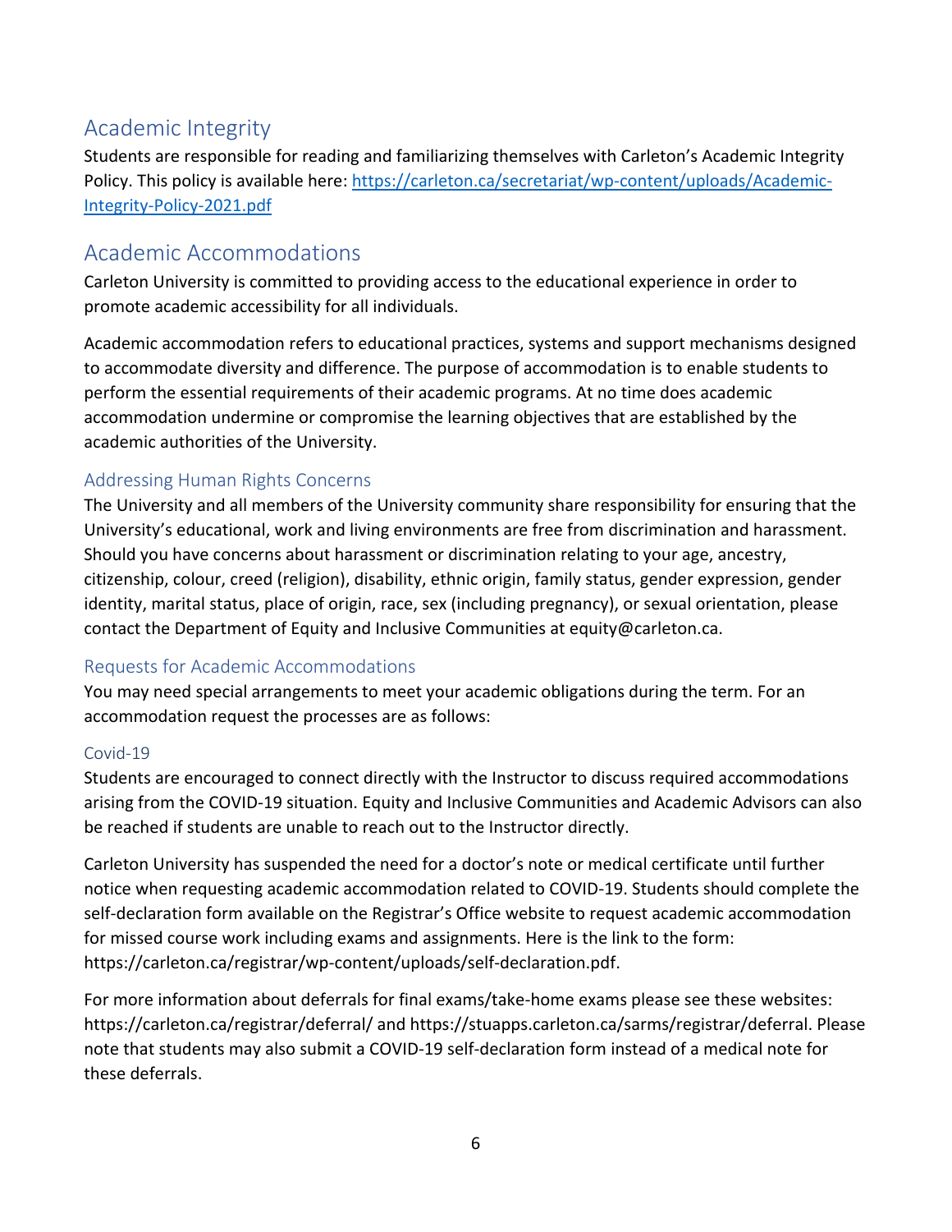## Academic Integrity

Students are responsible for reading and familiarizing themselves with Carleton's Academic Integrity Policy. This policy is available here: [https://carleton.ca/secretariat/wp-content/uploads/Academic-Integrity-Policy-2021.pdf](https://carleton.ca/secretariat/wp-content/uploads/Academic-Integrity-Policy-2021.pdf)

## Academic Accommodations

Carleton University is committed to providing access to the educational experience in order to promote academic accessibility for all individuals.

Academic accommodation refers to educational practices, systems and support mechanisms designed to accommodate diversity and difference. The purpose of accommodation is to enable students to perform the essential requirements of their academic programs. At no time does academic accommodation undermine or compromise the learning objectives that are established by the academic authorities of the University.

### Addressing Human Rights Concerns

The University and all members of the University community share responsibility for ensuring that the University's educational, work and living environments are free from discrimination and harassment. Should you have concerns about harassment or discrimination relating to your age, ancestry, citizenship, colour, creed (religion), disability, ethnic origin, family status, gender expression, gender identity, marital status, place of origin, race, sex (including pregnancy), or sexual orientation, please contact the Department of Equity and Inclusive Communities at equity@carleton.ca.

### Requests for Academic Accommodations

You may need special arrangements to meet your academic obligations during the term. For an accommodation request the processes are as follows:

#### Covid-19

Students are encouraged to connect directly with the Instructor to discuss required accommodations arising from the COVID-19 situation. Equity and Inclusive Communities and Academic Advisors can also be reached if students are unable to reach out to the Instructor directly.

Carleton University has suspended the need for a doctor's note or medical certificate until further notice when requesting academic accommodation related to COVID-19. Students should complete the self-declaration form available on the Registrar's Office website to request academic accommodation for missed course work including exams and assignments. Here is the link to the form: https://carleton.ca/registrar/wp-content/uploads/self-declaration.pdf.

For more information about deferrals for final exams/take-home exams please see these websites: https://carleton.ca/registrar/deferral/ and https://stuapps.carleton.ca/sarms/registrar/deferral. Please note that students may also submit a COVID-19 self-declaration form instead of a medical note for these deferrals.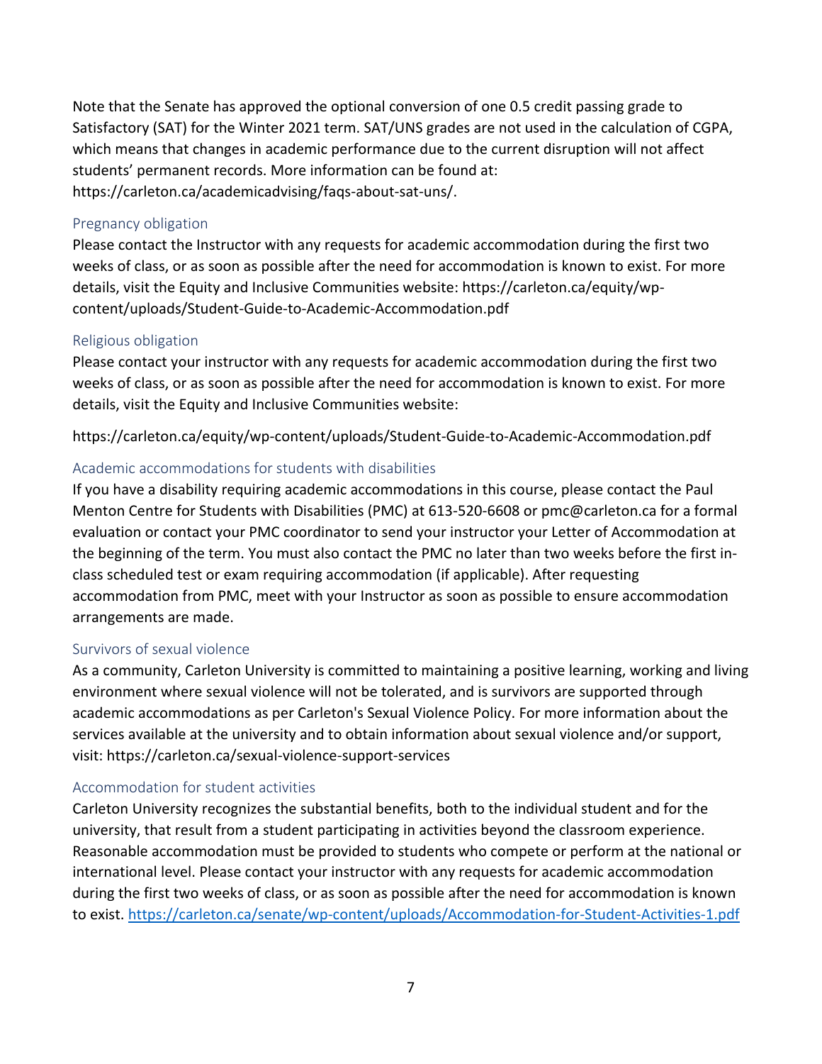Note that the Senate has approved the optional conversion of one 0.5 credit passing grade to Satisfactory (SAT) for the Winter 2021 term. SAT/UNS grades are not used in the calculation of CGPA, which means that changes in academic performance due to the current disruption will not affect students' permanent records. More information can be found at: https://carleton.ca/academicadvising/faqs-about-sat-uns/.

### Pregnancy obligation

Please contact the Instructor with any requests for academic accommodation during the first two weeks of class, or as soon as possible after the need for accommodation is known to exist. For more details, visit the Equity and Inclusive Communities website: https://carleton.ca/equity/wp-content/uploads/Student-Guide-to-Academic-Accommodation.pdf

### Religious obligation

Please contact your instructor with any requests for academic accommodation during the first two weeks of class, or as soon as possible after the need for accommodation is known to exist. For more details, visit the Equity and Inclusive Communities website:

https://carleton.ca/equity/wp-content/uploads/Student-Guide-to-Academic-Accommodation.pdf

### Academic accommodations for students with disabilities

If you have a disability requiring academic accommodations in this course, please contact the Paul Menton Centre for Students with Disabilities (PMC) at 613-520-6608 or pmc@carleton.ca for a formal evaluation or contact your PMC coordinator to send your instructor your Letter of Accommodation at the beginning of the term. You must also contact the PMC no later than two weeks before the first in-class scheduled test or exam requiring accommodation (if applicable). After requesting accommodation from PMC, meet with your Instructor as soon as possible to ensure accommodation arrangements are made.

### Survivors of sexual violence

As a community, Carleton University is committed to maintaining a positive learning, working and living environment where sexual violence will not be tolerated, and is survivors are supported through academic accommodations as per Carleton's Sexual Violence Policy. For more information about the services available at the university and to obtain information about sexual violence and/or support, visit: https://carleton.ca/sexual-violence-support-services

### Accommodation for student activities

Carleton University recognizes the substantial benefits, both to the individual student and for the university, that result from a student participating in activities beyond the classroom experience. Reasonable accommodation must be provided to students who compete or perform at the national or international level. Please contact your instructor with any requests for academic accommodation during the first two weeks of class, or as soon as possible after the need for accommodation is known to exist. https://carleton.ca/senate/wp-content/uploads/Accommodation-for-Student-Activities-1.pdf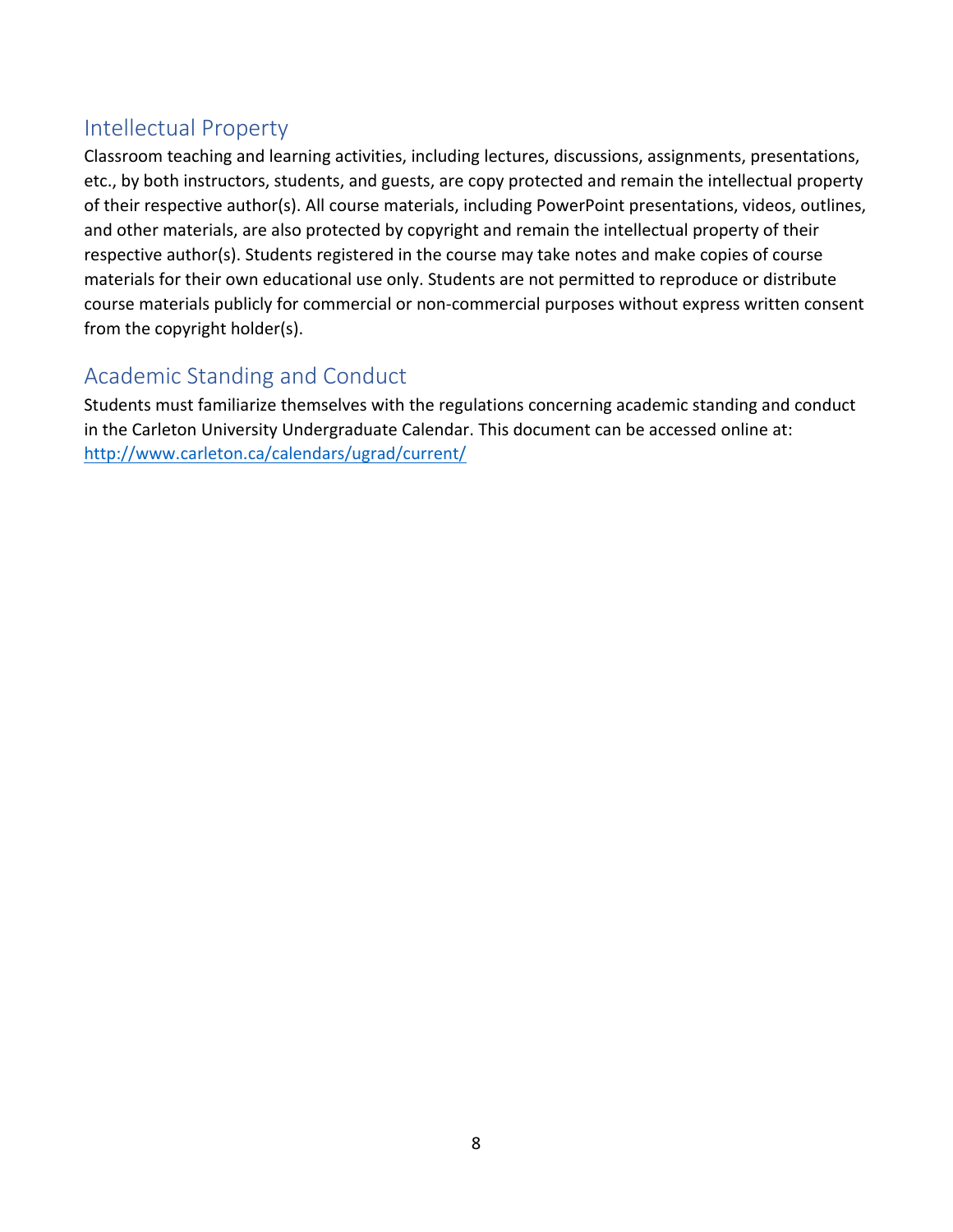## Intellectual Property

Classroom teaching and learning activities, including lectures, discussions, assignments, presentations, etc., by both instructors, students, and guests, are copy protected and remain the intellectual property of their respective author(s). All course materials, including PowerPoint presentations, videos, outlines, and other materials, are also protected by copyright and remain the intellectual property of their respective author(s). Students registered in the course may take notes and make copies of course materials for their own educational use only. Students are not permitted to reproduce or distribute course materials publicly for commercial or non-commercial purposes without express written consent from the copyright holder(s).

## Academic Standing and Conduct

Students must familiarize themselves with the regulations concerning academic standing and conduct in the Carleton University Undergraduate Calendar. This document can be accessed online at: [http://www.carleton.ca/calendars/ugrad/current/](http://www.carleton.ca/calendars/ugrad/current/)